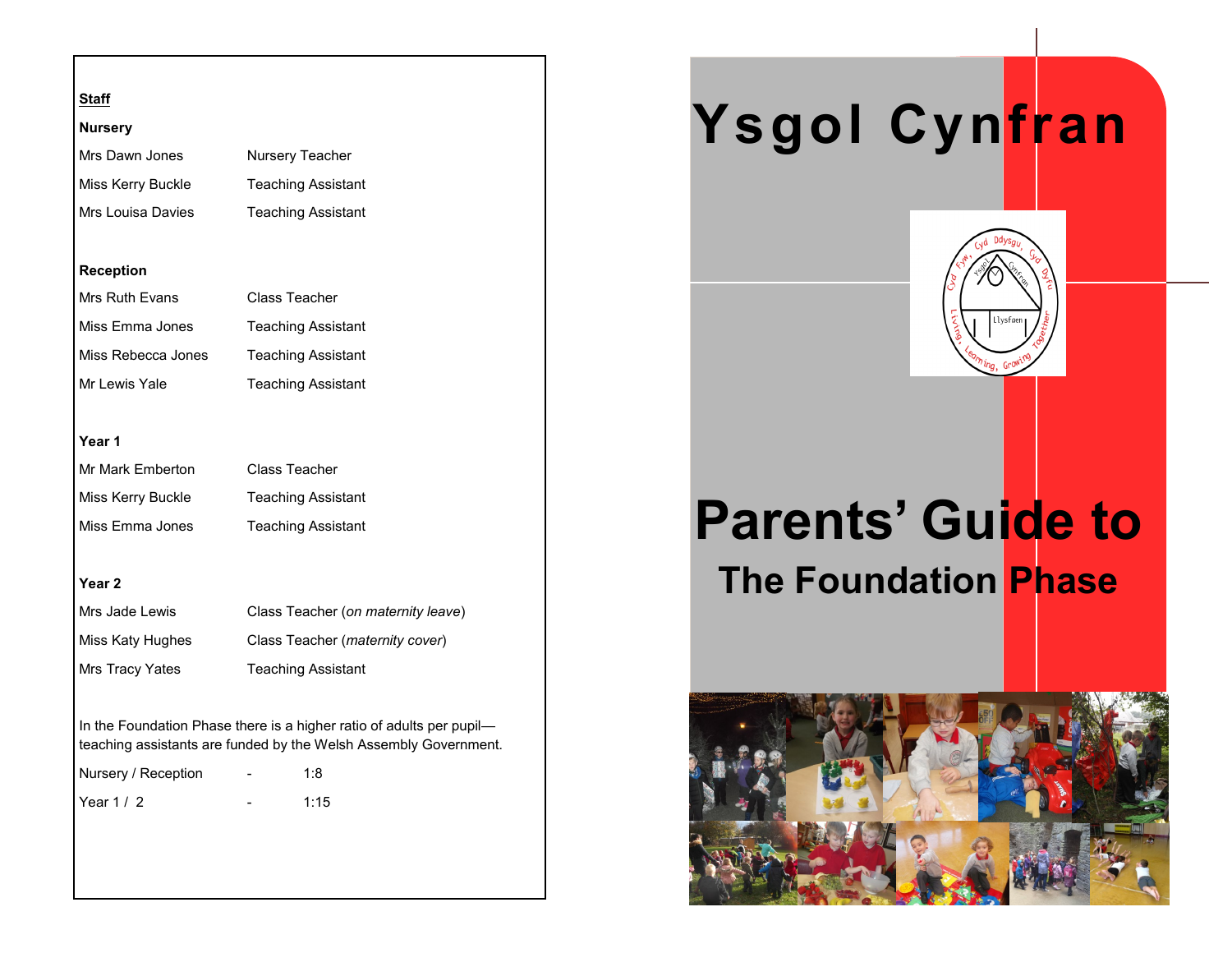## Staff

### Nursery

| | |
|---|---|
| Mrs Dawn Jones | Nursery Teacher |
| Miss Kerry Buckle | Teaching Assistant |
| Mrs Louisa Davies | Teaching Assistant |

### Reception

| | |
|---|---|
| Mrs Ruth Evans | Class Teacher |
| Miss Emma Jones | Teaching Assistant |
| Miss Rebecca Jones | Teaching Assistant |
| Mr Lewis Yale | Teaching Assistant |

### Year 1

| | |
|---|---|
| Mr Mark Emberton | Class Teacher |
| Miss Kerry Buckle | Teaching Assistant |
| Miss Emma Jones | Teaching Assistant |

### Year 2

| | |
|---|---|
| Mrs Jade Lewis | Class Teacher (*on maternity leave*) |
| Miss Katy Hughes | Class Teacher (*maternity cover*) |
| Mrs Tracy Yates | Teaching Assistant |

In the Foundation Phase there is a higher ratio of adults per pupil—teaching assistants are funded by the Welsh Assembly Government.

| | | |
|---|---|---|
| Nursery / Reception | - | 1:8 |
| Year 1 / 2 | - | 1:15 |

# Ysgol Cynfran

Cyd Fyw, Cyd Ddysgu, Cyd Dyfu
Ysgol Cynfran
Llysfaen
Living, Learning, Growing Together

# Parents' Guide to

## The Foundation Phase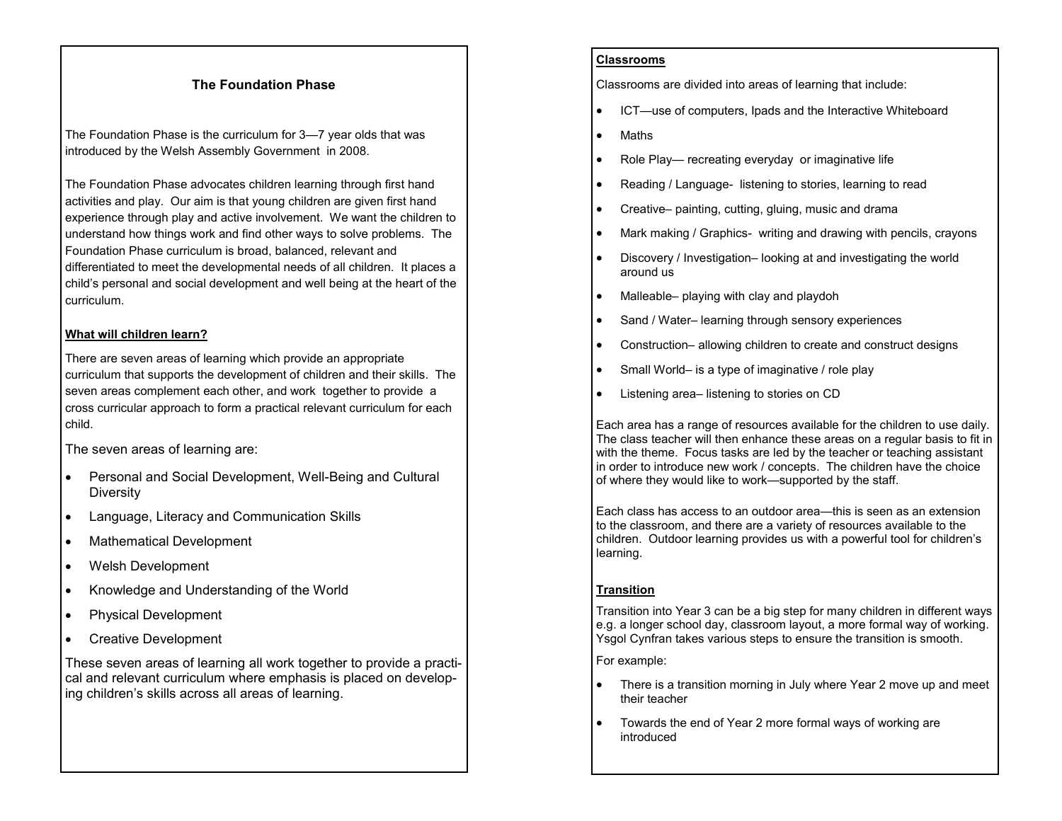## The Foundation Phase

The Foundation Phase is the curriculum for 3—7 year olds that was introduced by the Welsh Assembly Government in 2008.

The Foundation Phase advocates children learning through first hand activities and play. Our aim is that young children are given first hand experience through play and active involvement. We want the children to understand how things work and find other ways to solve problems. The Foundation Phase curriculum is broad, balanced, relevant and differentiated to meet the developmental needs of all children. It places a child's personal and social development and well being at the heart of the curriculum.

### What will children learn?

There are seven areas of learning which provide an appropriate curriculum that supports the development of children and their skills. The seven areas complement each other, and work together to provide a cross curricular approach to form a practical relevant curriculum for each child.

The seven areas of learning are:

- Personal and Social Development, Well-Being and Cultural Diversity
- Language, Literacy and Communication Skills
- Mathematical Development
- Welsh Development
- Knowledge and Understanding of the World
- Physical Development
- Creative Development

These seven areas of learning all work together to provide a practical and relevant curriculum where emphasis is placed on developing children's skills across all areas of learning.

### Classrooms

Classrooms are divided into areas of learning that include:

- ICT—use of computers, Ipads and the Interactive Whiteboard
- Maths
- Role Play— recreating everyday or imaginative life
- Reading / Language- listening to stories, learning to read
- Creative– painting, cutting, gluing, music and drama
- Mark making / Graphics- writing and drawing with pencils, crayons
- Discovery / Investigation– looking at and investigating the world around us
- Malleable– playing with clay and playdoh
- Sand / Water– learning through sensory experiences
- Construction– allowing children to create and construct designs
- Small World– is a type of imaginative / role play
- Listening area– listening to stories on CD

Each area has a range of resources available for the children to use daily. The class teacher will then enhance these areas on a regular basis to fit in with the theme. Focus tasks are led by the teacher or teaching assistant in order to introduce new work / concepts. The children have the choice of where they would like to work—supported by the staff.

Each class has access to an outdoor area—this is seen as an extension to the classroom, and there are a variety of resources available to the children. Outdoor learning provides us with a powerful tool for children's learning.

### Transition

Transition into Year 3 can be a big step for many children in different ways e.g. a longer school day, classroom layout, a more formal way of working. Ysgol Cynfran takes various steps to ensure the transition is smooth.

For example:

- There is a transition morning in July where Year 2 move up and meet their teacher
- Towards the end of Year 2 more formal ways of working are introduced